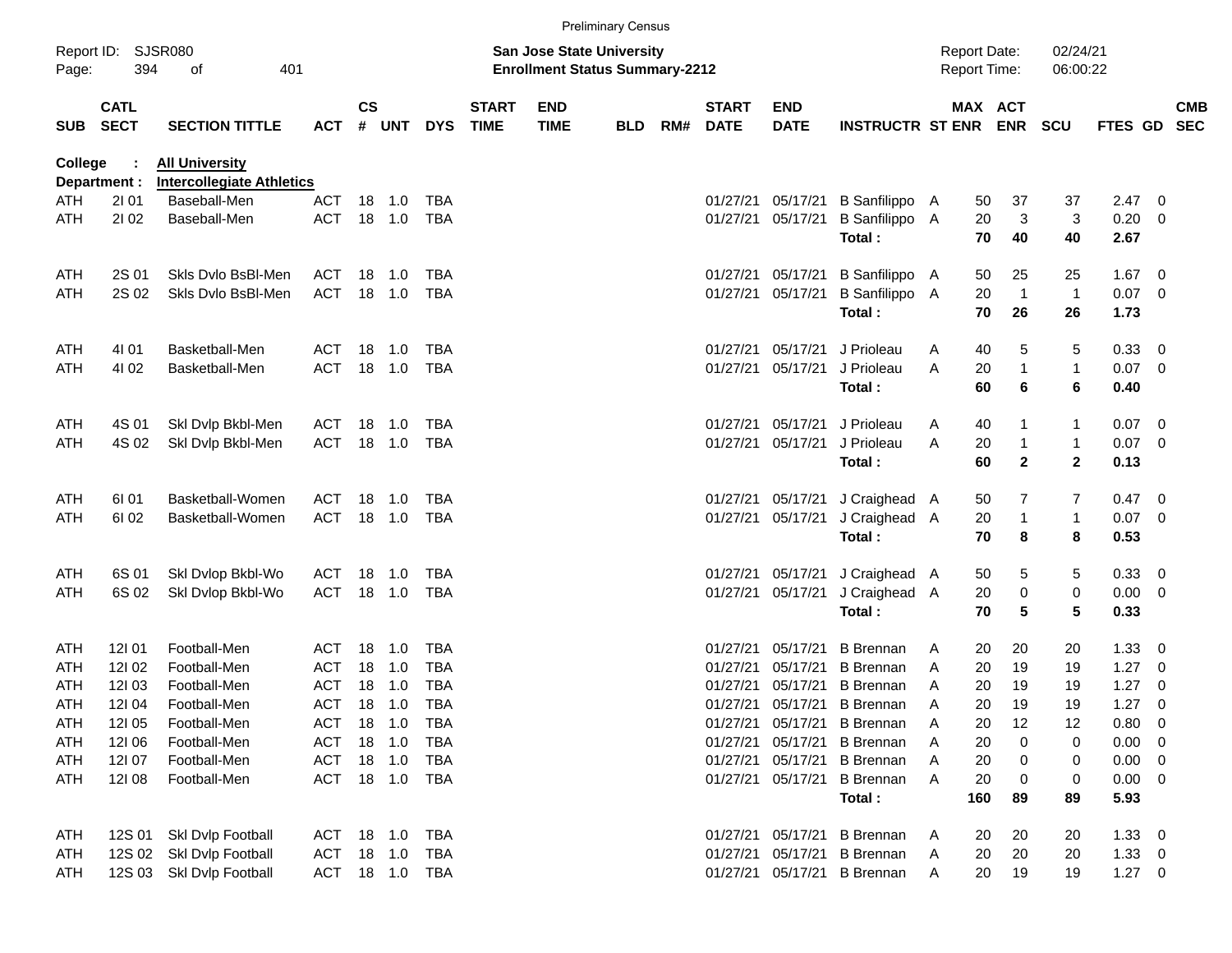Preliminary Census

Report ID: SJSR080

**San Jose State University**
**Enrollment Status Summary-2212**

Report Date: 02/24/21
Report Time: 06:00:22

**College : All University**
**Department : Intercollegiate Athletics**

| SUB | CATL SECT | SECTION TITTLE | ACT | CS # | UNT | DYS | START TIME | END TIME | BLD | RM# | START DATE | END DATE | INSTRUCTR | ST | MAX ENR | ACT ENR | SCU | FTES | GD | CMB SEC |
|---|---|---|---|---|---|---|---|---|---|---|---|---|---|---|---|---|---|---|---|---|
| ATH | 2I 01 | Baseball-Men | ACT | 18 | 1.0 | TBA | | | | | 01/27/21 | 05/17/21 | B Sanfilippo | A | 50 | 37 | 37 | 2.47 | 0 | |
| ATH | 2I 02 | Baseball-Men | ACT | 18 | 1.0 | TBA | | | | | 01/27/21 | 05/17/21 | B Sanfilippo | A | 20 | 3 | 3 | 0.20 | 0 | |
| | | | | | | | | | | | | | **Total :** | | **70** | **40** | **40** | **2.67** | | |
| ATH | 2S 01 | Skls Dvlo BsBl-Men | ACT | 18 | 1.0 | TBA | | | | | 01/27/21 | 05/17/21 | B Sanfilippo | A | 50 | 25 | 25 | 1.67 | 0 | |
| ATH | 2S 02 | Skls Dvlo BsBl-Men | ACT | 18 | 1.0 | TBA | | | | | 01/27/21 | 05/17/21 | B Sanfilippo | A | 20 | 1 | 1 | 0.07 | 0 | |
| | | | | | | | | | | | | | **Total :** | | **70** | **26** | **26** | **1.73** | | |
| ATH | 4I 01 | Basketball-Men | ACT | 18 | 1.0 | TBA | | | | | 01/27/21 | 05/17/21 | J Prioleau | A | 40 | 5 | 5 | 0.33 | 0 | |
| ATH | 4I 02 | Basketball-Men | ACT | 18 | 1.0 | TBA | | | | | 01/27/21 | 05/17/21 | J Prioleau | A | 20 | 1 | 1 | 0.07 | 0 | |
| | | | | | | | | | | | | | **Total :** | | **60** | **6** | **6** | **0.40** | | |
| ATH | 4S 01 | Skl Dvlp Bkbl-Men | ACT | 18 | 1.0 | TBA | | | | | 01/27/21 | 05/17/21 | J Prioleau | A | 40 | 1 | 1 | 0.07 | 0 | |
| ATH | 4S 02 | Skl Dvlp Bkbl-Men | ACT | 18 | 1.0 | TBA | | | | | 01/27/21 | 05/17/21 | J Prioleau | A | 20 | 1 | 1 | 0.07 | 0 | |
| | | | | | | | | | | | | | **Total :** | | **60** | **2** | **2** | **0.13** | | |
| ATH | 6I 01 | Basketball-Women | ACT | 18 | 1.0 | TBA | | | | | 01/27/21 | 05/17/21 | J Craighead | A | 50 | 7 | 7 | 0.47 | 0 | |
| ATH | 6I 02 | Basketball-Women | ACT | 18 | 1.0 | TBA | | | | | 01/27/21 | 05/17/21 | J Craighead | A | 20 | 1 | 1 | 0.07 | 0 | |
| | | | | | | | | | | | | | **Total :** | | **70** | **8** | **8** | **0.53** | | |
| ATH | 6S 01 | Skl Dvlop Bkbl-Wo | ACT | 18 | 1.0 | TBA | | | | | 01/27/21 | 05/17/21 | J Craighead | A | 50 | 5 | 5 | 0.33 | 0 | |
| ATH | 6S 02 | Skl Dvlop Bkbl-Wo | ACT | 18 | 1.0 | TBA | | | | | 01/27/21 | 05/17/21 | J Craighead | A | 20 | 0 | 0 | 0.00 | 0 | |
| | | | | | | | | | | | | | **Total :** | | **70** | **5** | **5** | **0.33** | | |
| ATH | 12I 01 | Football-Men | ACT | 18 | 1.0 | TBA | | | | | 01/27/21 | 05/17/21 | B Brennan | A | 20 | 20 | 20 | 1.33 | 0 | |
| ATH | 12I 02 | Football-Men | ACT | 18 | 1.0 | TBA | | | | | 01/27/21 | 05/17/21 | B Brennan | A | 20 | 19 | 19 | 1.27 | 0 | |
| ATH | 12I 03 | Football-Men | ACT | 18 | 1.0 | TBA | | | | | 01/27/21 | 05/17/21 | B Brennan | A | 20 | 19 | 19 | 1.27 | 0 | |
| ATH | 12I 04 | Football-Men | ACT | 18 | 1.0 | TBA | | | | | 01/27/21 | 05/17/21 | B Brennan | A | 20 | 19 | 19 | 1.27 | 0 | |
| ATH | 12I 05 | Football-Men | ACT | 18 | 1.0 | TBA | | | | | 01/27/21 | 05/17/21 | B Brennan | A | 20 | 12 | 12 | 0.80 | 0 | |
| ATH | 12I 06 | Football-Men | ACT | 18 | 1.0 | TBA | | | | | 01/27/21 | 05/17/21 | B Brennan | A | 20 | 0 | 0 | 0.00 | 0 | |
| ATH | 12I 07 | Football-Men | ACT | 18 | 1.0 | TBA | | | | | 01/27/21 | 05/17/21 | B Brennan | A | 20 | 0 | 0 | 0.00 | 0 | |
| ATH | 12I 08 | Football-Men | ACT | 18 | 1.0 | TBA | | | | | 01/27/21 | 05/17/21 | B Brennan | A | 20 | 0 | 0 | 0.00 | 0 | |
| | | | | | | | | | | | | | **Total :** | | **160** | **89** | **89** | **5.93** | | |
| ATH | 12S 01 | Skl Dvlp Football | ACT | 18 | 1.0 | TBA | | | | | 01/27/21 | 05/17/21 | B Brennan | A | 20 | 20 | 20 | 1.33 | 0 | |
| ATH | 12S 02 | Skl Dvlp Football | ACT | 18 | 1.0 | TBA | | | | | 01/27/21 | 05/17/21 | B Brennan | A | 20 | 20 | 20 | 1.33 | 0 | |
| ATH | 12S 03 | Skl Dvlp Football | ACT | 18 | 1.0 | TBA | | | | | 01/27/21 | 05/17/21 | B Brennan | A | 20 | 19 | 19 | 1.27 | 0 | |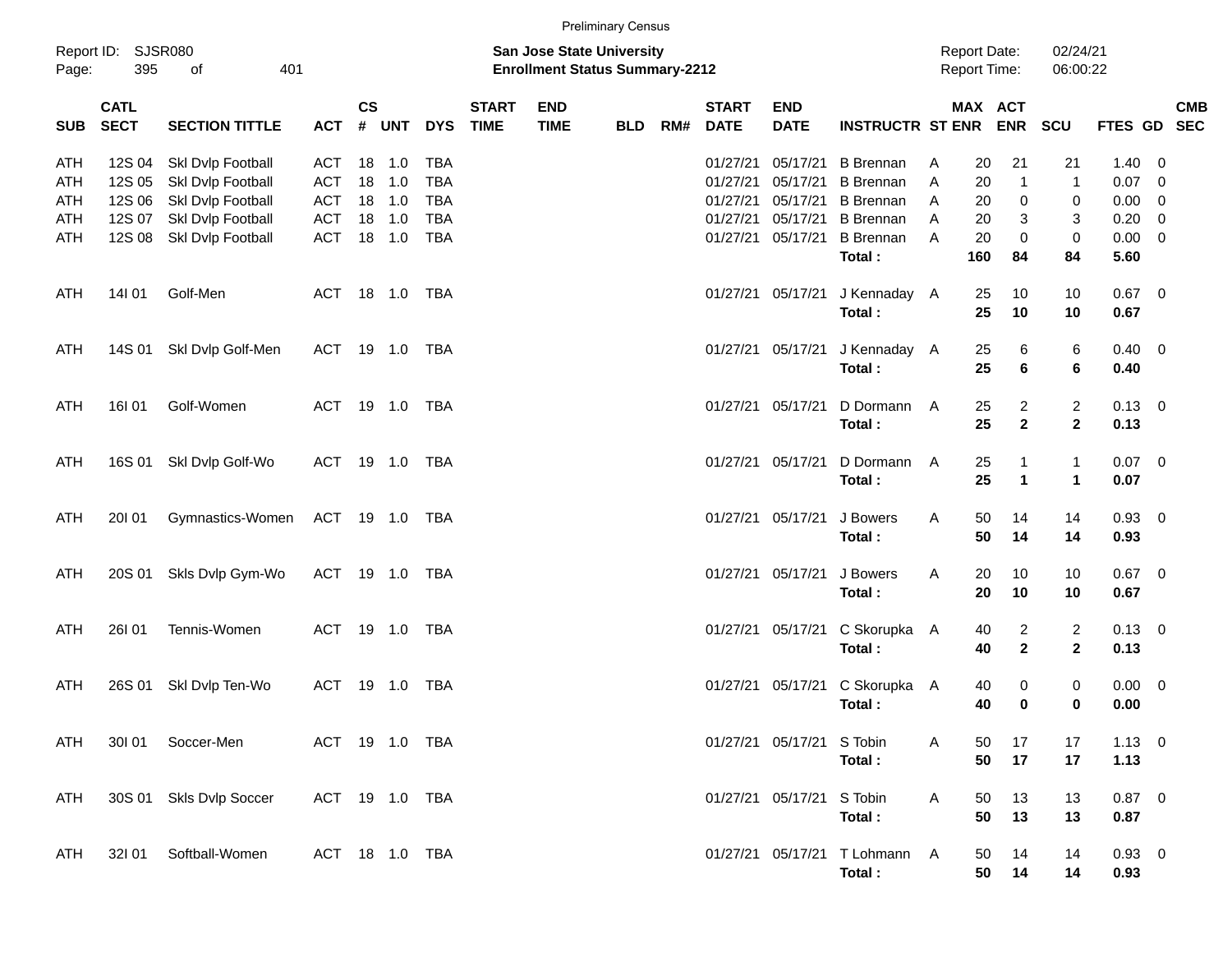Preliminary Census

Report ID: SJSR080
Page: 395 of 401

**San Jose State University**
**Enrollment Status Summary-2212**

Report Date: 02/24/21
Report Time: 06:00:22

| SUB | CATL SECT | SECTION TITTLE | ACT | CS # | UNT | DYS | START TIME | END TIME | BLD | RM# | START DATE | END DATE | INSTRUCTR | ST | MAX ENR | ACT ENR | SCU | FTES | GD | CMB SEC |
|---|---|---|---|---|---|---|---|---|---|---|---|---|---|---|---|---|---|---|---|---|
| ATH | 12S 04 | Skl Dvlp Football | ACT | 18 | 1.0 | TBA | | | | | 01/27/21 | 05/17/21 | B Brennan | A | 20 | 21 | 21 | 1.40 | 0 | |
| ATH | 12S 05 | Skl Dvlp Football | ACT | 18 | 1.0 | TBA | | | | | 01/27/21 | 05/17/21 | B Brennan | A | 20 | 1 | 1 | 0.07 | 0 | |
| ATH | 12S 06 | Skl Dvlp Football | ACT | 18 | 1.0 | TBA | | | | | 01/27/21 | 05/17/21 | B Brennan | A | 20 | 0 | 0 | 0.00 | 0 | |
| ATH | 12S 07 | Skl Dvlp Football | ACT | 18 | 1.0 | TBA | | | | | 01/27/21 | 05/17/21 | B Brennan | A | 20 | 3 | 3 | 0.20 | 0 | |
| ATH | 12S 08 | Skl Dvlp Football | ACT | 18 | 1.0 | TBA | | | | | 01/27/21 | 05/17/21 | B Brennan | A | 20 | 0 | 0 | 0.00 | 0 | |
| | | | | | | | | | | | | | **Total :** | | **160** | **84** | **84** | **5.60** | | |
| ATH | 14I 01 | Golf-Men | ACT | 18 | 1.0 | TBA | | | | | 01/27/21 | 05/17/21 | J Kennaday | A | 25 | 10 | 10 | 0.67 | 0 | |
| | | | | | | | | | | | | | **Total :** | | **25** | **10** | **10** | **0.67** | | |
| ATH | 14S 01 | Skl Dvlp Golf-Men | ACT | 19 | 1.0 | TBA | | | | | 01/27/21 | 05/17/21 | J Kennaday | A | 25 | 6 | 6 | 0.40 | 0 | |
| | | | | | | | | | | | | | **Total :** | | **25** | **6** | **6** | **0.40** | | |
| ATH | 16I 01 | Golf-Women | ACT | 19 | 1.0 | TBA | | | | | 01/27/21 | 05/17/21 | D Dormann | A | 25 | 2 | 2 | 0.13 | 0 | |
| | | | | | | | | | | | | | **Total :** | | **25** | **2** | **2** | **0.13** | | |
| ATH | 16S 01 | Skl Dvlp Golf-Wo | ACT | 19 | 1.0 | TBA | | | | | 01/27/21 | 05/17/21 | D Dormann | A | 25 | 1 | 1 | 0.07 | 0 | |
| | | | | | | | | | | | | | **Total :** | | **25** | **1** | **1** | **0.07** | | |
| ATH | 20I 01 | Gymnastics-Women | ACT | 19 | 1.0 | TBA | | | | | 01/27/21 | 05/17/21 | J Bowers | A | 50 | 14 | 14 | 0.93 | 0 | |
| | | | | | | | | | | | | | **Total :** | | **50** | **14** | **14** | **0.93** | | |
| ATH | 20S 01 | Skls Dvlp Gym-Wo | ACT | 19 | 1.0 | TBA | | | | | 01/27/21 | 05/17/21 | J Bowers | A | 20 | 10 | 10 | 0.67 | 0 | |
| | | | | | | | | | | | | | **Total :** | | **20** | **10** | **10** | **0.67** | | |
| ATH | 26I 01 | Tennis-Women | ACT | 19 | 1.0 | TBA | | | | | 01/27/21 | 05/17/21 | C Skorupka | A | 40 | 2 | 2 | 0.13 | 0 | |
| | | | | | | | | | | | | | **Total :** | | **40** | **2** | **2** | **0.13** | | |
| ATH | 26S 01 | Skl Dvlp Ten-Wo | ACT | 19 | 1.0 | TBA | | | | | 01/27/21 | 05/17/21 | C Skorupka | A | 40 | 0 | 0 | 0.00 | 0 | |
| | | | | | | | | | | | | | **Total :** | | **40** | **0** | **0** | **0.00** | | |
| ATH | 30I 01 | Soccer-Men | ACT | 19 | 1.0 | TBA | | | | | 01/27/21 | 05/17/21 | S Tobin | A | 50 | 17 | 17 | 1.13 | 0 | |
| | | | | | | | | | | | | | **Total :** | | **50** | **17** | **17** | **1.13** | | |
| ATH | 30S 01 | Skls Dvlp Soccer | ACT | 19 | 1.0 | TBA | | | | | 01/27/21 | 05/17/21 | S Tobin | A | 50 | 13 | 13 | 0.87 | 0 | |
| | | | | | | | | | | | | | **Total :** | | **50** | **13** | **13** | **0.87** | | |
| ATH | 32I 01 | Softball-Women | ACT | 18 | 1.0 | TBA | | | | | 01/27/21 | 05/17/21 | T Lohmann | A | 50 | 14 | 14 | 0.93 | 0 | |
| | | | | | | | | | | | | | **Total :** | | **50** | **14** | **14** | **0.93** | | |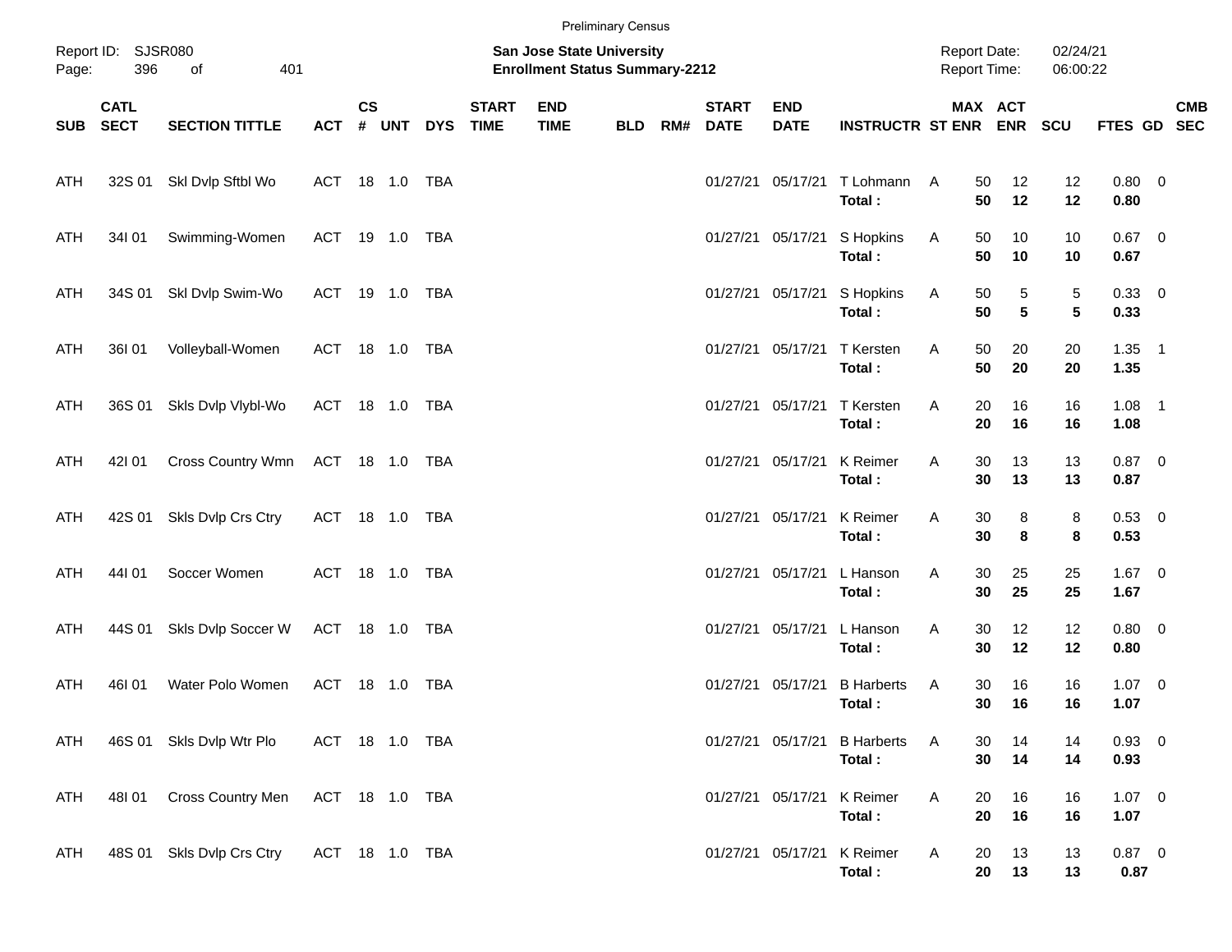Preliminary Census

Report ID: SJSR080

**San Jose State University**
**Enrollment Status Summary-2212**

Report Date: 02/24/21
Report Time: 06:00:22

| SUB | CATL SECT | SECTION TITTLE | ACT | CS # | UNT | DYS | START TIME | END TIME | BLD | RM# | START DATE | END DATE | INSTRUCTR | ST | MAX ENR | ACT ENR | SCU | FTES | GD | CMB SEC |
|---|---|---|---|---|---|---|---|---|---|---|---|---|---|---|---|---|---|---|---|---|
| ATH | 32S 01 | Skl Dvlp Sftbl Wo | ACT | 18 | 1.0 | TBA | | | | | 01/27/21 | 05/17/21 | T Lohmann | A | 50 | 12 | 12 | 0.80 | 0 | |
| | | | | | | | | | | | | | **Total :** | | **50** | **12** | **12** | **0.80** | | |
| ATH | 34I 01 | Swimming-Women | ACT | 19 | 1.0 | TBA | | | | | 01/27/21 | 05/17/21 | S Hopkins | A | 50 | 10 | 10 | 0.67 | 0 | |
| | | | | | | | | | | | | | **Total :** | | **50** | **10** | **10** | **0.67** | | |
| ATH | 34S 01 | Skl Dvlp Swim-Wo | ACT | 19 | 1.0 | TBA | | | | | 01/27/21 | 05/17/21 | S Hopkins | A | 50 | 5 | 5 | 0.33 | 0 | |
| | | | | | | | | | | | | | **Total :** | | **50** | **5** | **5** | **0.33** | | |
| ATH | 36I 01 | Volleyball-Women | ACT | 18 | 1.0 | TBA | | | | | 01/27/21 | 05/17/21 | T Kersten | A | 50 | 20 | 20 | 1.35 | 1 | |
| | | | | | | | | | | | | | **Total :** | | **50** | **20** | **20** | **1.35** | | |
| ATH | 36S 01 | Skls Dvlp Vlybl-Wo | ACT | 18 | 1.0 | TBA | | | | | 01/27/21 | 05/17/21 | T Kersten | A | 20 | 16 | 16 | 1.08 | 1 | |
| | | | | | | | | | | | | | **Total :** | | **20** | **16** | **16** | **1.08** | | |
| ATH | 42I 01 | Cross Country Wmn | ACT | 18 | 1.0 | TBA | | | | | 01/27/21 | 05/17/21 | K Reimer | A | 30 | 13 | 13 | 0.87 | 0 | |
| | | | | | | | | | | | | | **Total :** | | **30** | **13** | **13** | **0.87** | | |
| ATH | 42S 01 | Skls Dvlp Crs Ctry | ACT | 18 | 1.0 | TBA | | | | | 01/27/21 | 05/17/21 | K Reimer | A | 30 | 8 | 8 | 0.53 | 0 | |
| | | | | | | | | | | | | | **Total :** | | **30** | **8** | **8** | **0.53** | | |
| ATH | 44I 01 | Soccer Women | ACT | 18 | 1.0 | TBA | | | | | 01/27/21 | 05/17/21 | L Hanson | A | 30 | 25 | 25 | 1.67 | 0 | |
| | | | | | | | | | | | | | **Total :** | | **30** | **25** | **25** | **1.67** | | |
| ATH | 44S 01 | Skls Dvlp Soccer W | ACT | 18 | 1.0 | TBA | | | | | 01/27/21 | 05/17/21 | L Hanson | A | 30 | 12 | 12 | 0.80 | 0 | |
| | | | | | | | | | | | | | **Total :** | | **30** | **12** | **12** | **0.80** | | |
| ATH | 46I 01 | Water Polo Women | ACT | 18 | 1.0 | TBA | | | | | 01/27/21 | 05/17/21 | B Harberts | A | 30 | 16 | 16 | 1.07 | 0 | |
| | | | | | | | | | | | | | **Total :** | | **30** | **16** | **16** | **1.07** | | |
| ATH | 46S 01 | Skls Dvlp Wtr Plo | ACT | 18 | 1.0 | TBA | | | | | 01/27/21 | 05/17/21 | B Harberts | A | 30 | 14 | 14 | 0.93 | 0 | |
| | | | | | | | | | | | | | **Total :** | | **30** | **14** | **14** | **0.93** | | |
| ATH | 48I 01 | Cross Country Men | ACT | 18 | 1.0 | TBA | | | | | 01/27/21 | 05/17/21 | K Reimer | A | 20 | 16 | 16 | 1.07 | 0 | |
| | | | | | | | | | | | | | **Total :** | | **20** | **16** | **16** | **1.07** | | |
| ATH | 48S 01 | Skls Dvlp Crs Ctry | ACT | 18 | 1.0 | TBA | | | | | 01/27/21 | 05/17/21 | K Reimer | A | 20 | 13 | 13 | 0.87 | 0 | |
| | | | | | | | | | | | | | **Total :** | | **20** | **13** | **13** | **0.87** | | |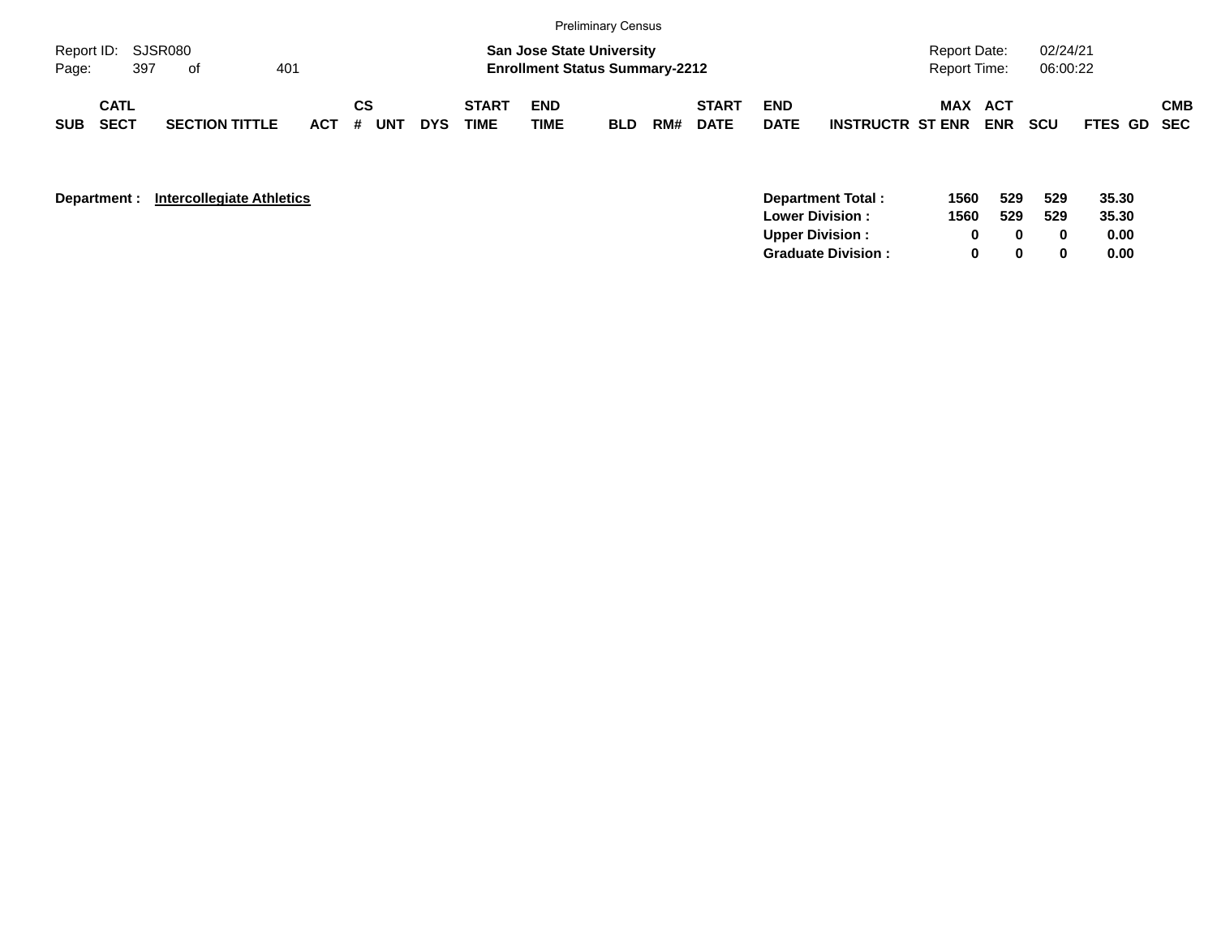Preliminary Census

Report ID: SJSR080

**San Jose State University**
**Enrollment Status Summary-2212**

Report Date: 02/24/21
Report Time: 06:00:22

| SUB | CATL SECT | SECTION TITTLE | ACT | CS # | UNT | DYS | START TIME | END TIME | BLD | RM# | START DATE | END DATE | INSTRUCTR | ST | MAX ENR | ACT ENR | SCU | FTES | GD | CMB SEC |
|---|---|---|---|---|---|---|---|---|---|---|---|---|---|---|---|---|---|---|---|---|

**Department :** **Intercollegiate Athletics**

| | MAX ENR | ACT ENR | SCU | FTES |
|---|---|---|---|---|
| **Department Total :** | **1560** | **529** | **529** | **35.30** |
| **Lower Division :** | **1560** | **529** | **529** | **35.30** |
| **Upper Division :** | **0** | **0** | **0** | **0.00** |
| **Graduate Division :** | **0** | **0** | **0** | **0.00** |